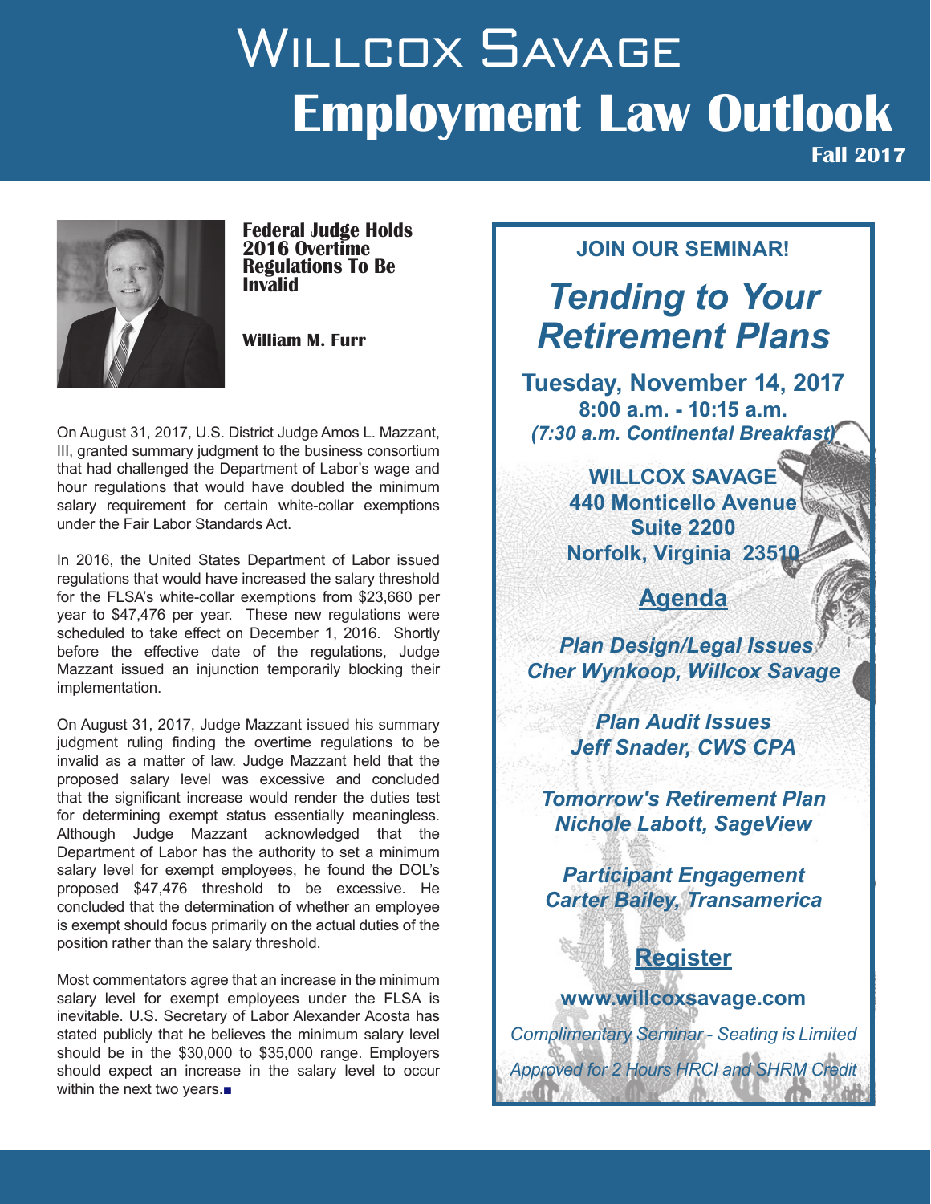# Willcox Savage

# Employment Law Outlook

**Fall 2017**

## Federal Judge Holds 2016 Overtime Regulations To Be Invalid

**William M. Furr**

On August 31, 2017, U.S. District Judge Amos L. Mazzant, III, granted summary judgment to the business consortium that had challenged the Department of Labor's wage and hour regulations that would have doubled the minimum salary requirement for certain white-collar exemptions under the Fair Labor Standards Act.

In 2016, the United States Department of Labor issued regulations that would have increased the salary threshold for the FLSA's white-collar exemptions from $23,660 per year to $47,476 per year. These new regulations were scheduled to take effect on December 1, 2016. Shortly before the effective date of the regulations, Judge Mazzant issued an injunction temporarily blocking their implementation.

On August 31, 2017, Judge Mazzant issued his summary judgment ruling finding the overtime regulations to be invalid as a matter of law. Judge Mazzant held that the proposed salary level was excessive and concluded that the significant increase would render the duties test for determining exempt status essentially meaningless. Although Judge Mazzant acknowledged that the Department of Labor has the authority to set a minimum salary level for exempt employees, he found the DOL's proposed $47,476 threshold to be excessive. He concluded that the determination of whether an employee is exempt should focus primarily on the actual duties of the position rather than the salary threshold.

Most commentators agree that an increase in the minimum salary level for exempt employees under the FLSA is inevitable. U.S. Secretary of Labor Alexander Acosta has stated publicly that he believes the minimum salary level should be in the $30,000 to $35,000 range. Employers should expect an increase in the salary level to occur within the next two years.■

---

**JOIN OUR SEMINAR!**

## *Tending to Your Retirement Plans*

**Tuesday, November 14, 2017**
**8:00 a.m. - 10:15 a.m.**
***(7:30 a.m. Continental Breakfast)***

**WILLCOX SAVAGE**
**440 Monticello Avenue**
**Suite 2200**
**Norfolk, Virginia 23510**

### Agenda

***Plan Design/Legal Issues***
***Cher Wynkoop, Willcox Savage***

***Plan Audit Issues***
***Jeff Snader, CWS CPA***

***Tomorrow's Retirement Plan***
***Nichole Labott, SageView***

***Participant Engagement***
***Carter Bailey, Transamerica***

### Register

**www.willcoxsavage.com**

*Complimentary Seminar - Seating is Limited*

*Approved for 2 Hours HRCI and SHRM Credit*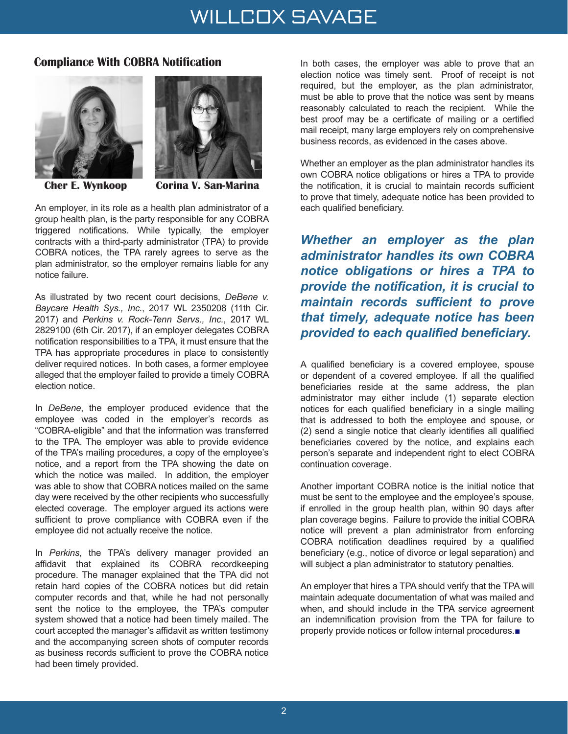## Compliance With COBRA Notification

**Cher E. Wynkoop** **Corina V. San-Marina**

An employer, in its role as a health plan administrator of a group health plan, is the party responsible for any COBRA triggered notifications. While typically, the employer contracts with a third-party administrator (TPA) to provide COBRA notices, the TPA rarely agrees to serve as the plan administrator, so the employer remains liable for any notice failure.

As illustrated by two recent court decisions, *DeBene v. Baycare Health Sys., Inc.*, 2017 WL 2350208 (11th Cir. 2017) and *Perkins v. Rock-Tenn Servs., Inc.*, 2017 WL 2829100 (6th Cir. 2017), if an employer delegates COBRA notification responsibilities to a TPA, it must ensure that the TPA has appropriate procedures in place to consistently deliver required notices. In both cases, a former employee alleged that the employer failed to provide a timely COBRA election notice.

In *DeBene*, the employer produced evidence that the employee was coded in the employer's records as "COBRA-eligible" and that the information was transferred to the TPA. The employer was able to provide evidence of the TPA's mailing procedures, a copy of the employee's notice, and a report from the TPA showing the date on which the notice was mailed. In addition, the employer was able to show that COBRA notices mailed on the same day were received by the other recipients who successfully elected coverage. The employer argued its actions were sufficient to prove compliance with COBRA even if the employee did not actually receive the notice.

In *Perkins*, the TPA's delivery manager provided an affidavit that explained its COBRA recordkeeping procedure. The manager explained that the TPA did not retain hard copies of the COBRA notices but did retain computer records and that, while he had not personally sent the notice to the employee, the TPA's computer system showed that a notice had been timely mailed. The court accepted the manager's affidavit as written testimony and the accompanying screen shots of computer records as business records sufficient to prove the COBRA notice had been timely provided.

In both cases, the employer was able to prove that an election notice was timely sent. Proof of receipt is not required, but the employer, as the plan administrator, must be able to prove that the notice was sent by means reasonably calculated to reach the recipient. While the best proof may be a certificate of mailing or a certified mail receipt, many large employers rely on comprehensive business records, as evidenced in the cases above.

Whether an employer as the plan administrator handles its own COBRA notice obligations or hires a TPA to provide the notification, it is crucial to maintain records sufficient to prove that timely, adequate notice has been provided to each qualified beneficiary.

***Whether an employer as the plan administrator handles its own COBRA notice obligations or hires a TPA to provide the notification, it is crucial to maintain records sufficient to prove that timely, adequate notice has been provided to each qualified beneficiary.***

A qualified beneficiary is a covered employee, spouse or dependent of a covered employee. If all the qualified beneficiaries reside at the same address, the plan administrator may either include (1) separate election notices for each qualified beneficiary in a single mailing that is addressed to both the employee and spouse, or (2) send a single notice that clearly identifies all qualified beneficiaries covered by the notice, and explains each person's separate and independent right to elect COBRA continuation coverage.

Another important COBRA notice is the initial notice that must be sent to the employee and the employee's spouse, if enrolled in the group health plan, within 90 days after plan coverage begins. Failure to provide the initial COBRA notice will prevent a plan administrator from enforcing COBRA notification deadlines required by a qualified beneficiary (e.g., notice of divorce or legal separation) and will subject a plan administrator to statutory penalties.

An employer that hires a TPA should verify that the TPA will maintain adequate documentation of what was mailed and when, and should include in the TPA service agreement an indemnification provision from the TPA for failure to properly provide notices or follow internal procedures.■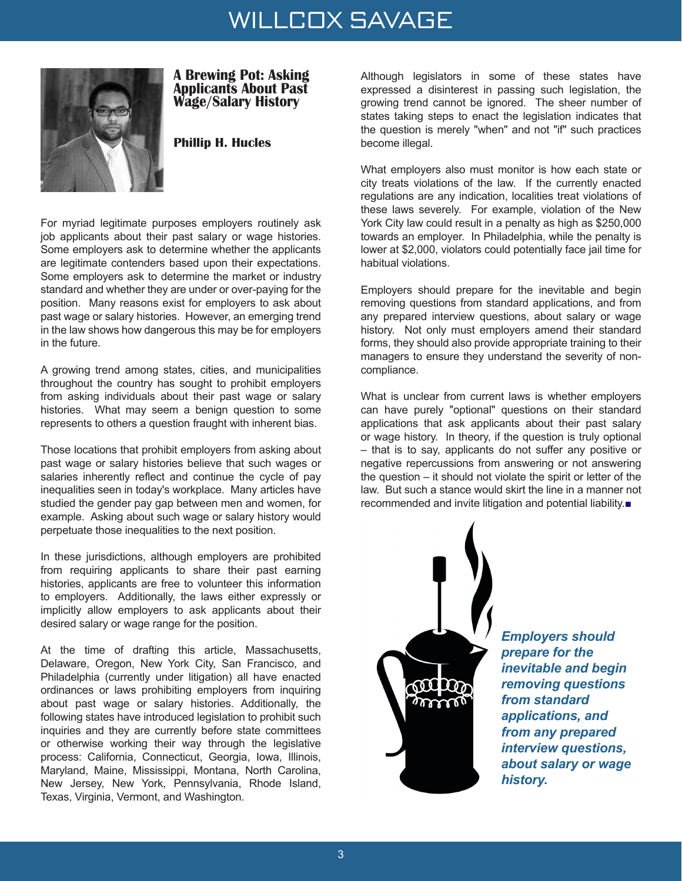## A Brewing Pot: Asking Applicants About Past Wage/Salary History

**Phillip H. Hucles**

For myriad legitimate purposes employers routinely ask job applicants about their past salary or wage histories. Some employers ask to determine whether the applicants are legitimate contenders based upon their expectations. Some employers ask to determine the market or industry standard and whether they are under or over-paying for the position. Many reasons exist for employers to ask about past wage or salary histories. However, an emerging trend in the law shows how dangerous this may be for employers in the future.

A growing trend among states, cities, and municipalities throughout the country has sought to prohibit employers from asking individuals about their past wage or salary histories. What may seem a benign question to some represents to others a question fraught with inherent bias.

Those locations that prohibit employers from asking about past wage or salary histories believe that such wages or salaries inherently reflect and continue the cycle of pay inequalities seen in today's workplace. Many articles have studied the gender pay gap between men and women, for example. Asking about such wage or salary history would perpetuate those inequalities to the next position.

In these jurisdictions, although employers are prohibited from requiring applicants to share their past earning histories, applicants are free to volunteer this information to employers. Additionally, the laws either expressly or implicitly allow employers to ask applicants about their desired salary or wage range for the position.

At the time of drafting this article, Massachusetts, Delaware, Oregon, New York City, San Francisco, and Philadelphia (currently under litigation) all have enacted ordinances or laws prohibiting employers from inquiring about past wage or salary histories. Additionally, the following states have introduced legislation to prohibit such inquiries and they are currently before state committees or otherwise working their way through the legislative process: California, Connecticut, Georgia, Iowa, Illinois, Maryland, Maine, Mississippi, Montana, North Carolina, New Jersey, New York, Pennsylvania, Rhode Island, Texas, Virginia, Vermont, and Washington.

Although legislators in some of these states have expressed a disinterest in passing such legislation, the growing trend cannot be ignored. The sheer number of states taking steps to enact the legislation indicates that the question is merely "when" and not "if" such practices become illegal.

What employers also must monitor is how each state or city treats violations of the law. If the currently enacted regulations are any indication, localities treat violations of these laws severely. For example, violation of the New York City law could result in a penalty as high as $250,000 towards an employer. In Philadelphia, while the penalty is lower at $2,000, violators could potentially face jail time for habitual violations.

Employers should prepare for the inevitable and begin removing questions from standard applications, and from any prepared interview questions, about salary or wage history. Not only must employers amend their standard forms, they should also provide appropriate training to their managers to ensure they understand the severity of non-compliance.

What is unclear from current laws is whether employers can have purely "optional" questions on their standard applications that ask applicants about their past salary or wage history. In theory, if the question is truly optional – that is to say, applicants do not suffer any positive or negative repercussions from answering or not answering the question – it should not violate the spirit or letter of the law. But such a stance would skirt the line in a manner not recommended and invite litigation and potential liability.■

***Employers should prepare for the inevitable and begin removing questions from standard applications, and from any prepared interview questions, about salary or wage history.***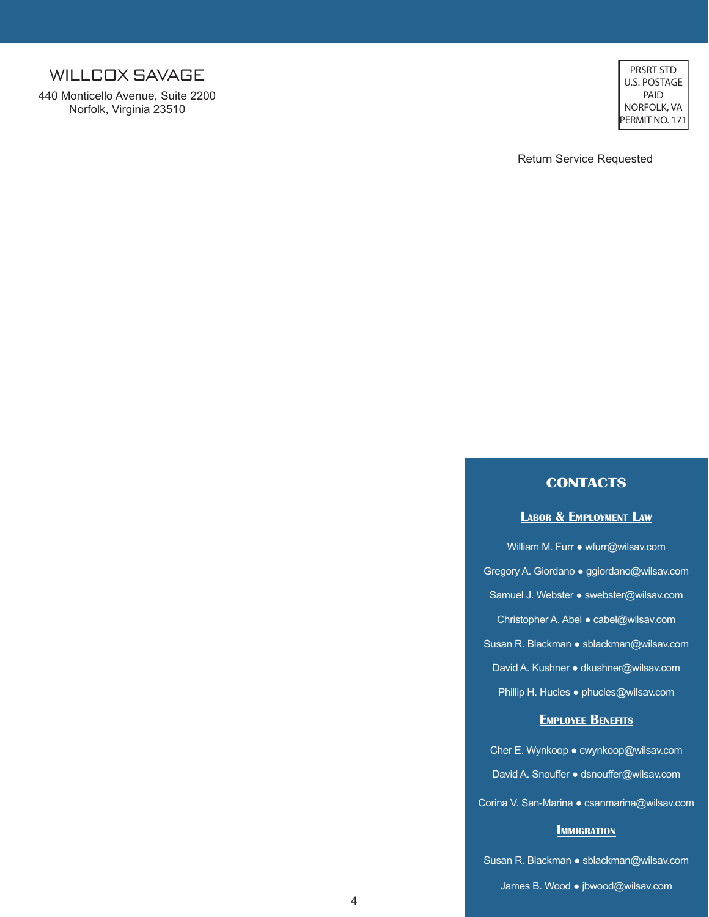WILLCOX SAVAGE

440 Monticello Avenue, Suite 2200
Norfolk, Virginia 23510

PRSRT STD
U.S. POSTAGE
PAID
NORFOLK, VA
PERMIT NO. 171

Return Service Requested

## CONTACTS

### Labor & Employment Law

William M. Furr ● wfurr@wilsav.com

Gregory A. Giordano ● ggiordano@wilsav.com

Samuel J. Webster ● swebster@wilsav.com

Christopher A. Abel ● cabel@wilsav.com

Susan R. Blackman ● sblackman@wilsav.com

David A. Kushner ● dkushner@wilsav.com

Phillip H. Hucles ● phucles@wilsav.com

### Employee Benefits

Cher E. Wynkoop ● cwynkoop@wilsav.com

David A. Snouffer ● dsnouffer@wilsav.com

Corina V. San-Marina ● csanmarina@wilsav.com

### Immigration

Susan R. Blackman ● sblackman@wilsav.com

James B. Wood ● jbwood@wilsav.com